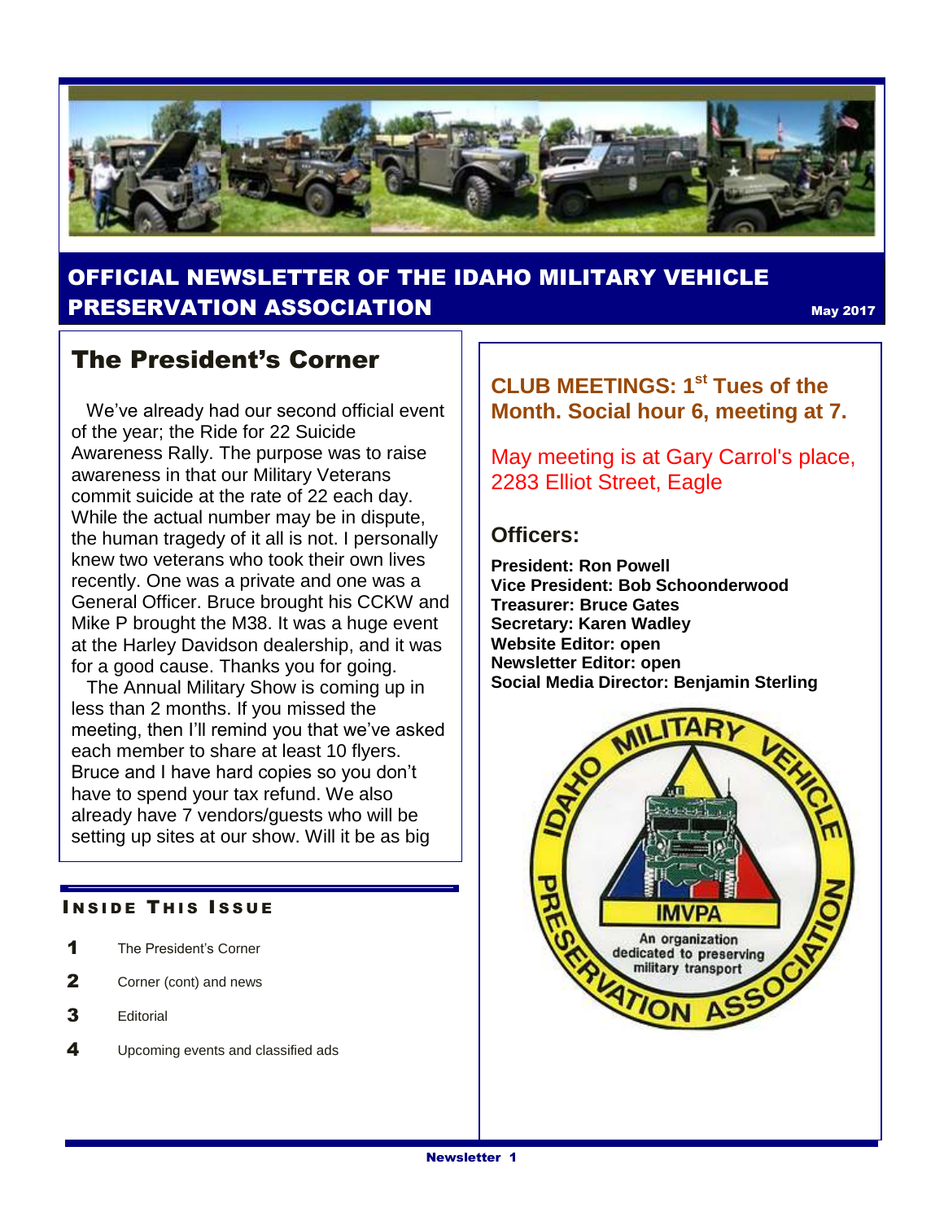# OFFICIAL NEWSLETTER OF THE IDAHO MILITARY VEHICLE PRESERVATION ASSOCIATION

May 2017

## The President's Corner

We've already had our second official event of the year; the Ride for 22 Suicide Awareness Rally. The purpose was to raise awareness in that our Military Veterans commit suicide at the rate of 22 each day. While the actual number may be in dispute, the human tragedy of it all is not. I personally knew two veterans who took their own lives recently. One was a private and one was a General Officer. Bruce brought his CCKW and Mike P brought the M38. It was a huge event at the Harley Davidson dealership, and it was for a good cause. Thanks you for going.

The Annual Military Show is coming up in less than 2 months. If you missed the meeting, then I'll remind you that we've asked each member to share at least 10 flyers. Bruce and I have hard copies so you don't have to spend your tax refund. We also already have 7 vendors/guests who will be setting up sites at our show. Will it be as big

### Inside This Issue

| | |
|---|---|
| **1** | The President's Corner |
| **2** | Corner (cont) and news |
| **3** | Editorial |
| **4** | Upcoming events and classified ads |

**CLUB MEETINGS: 1st Tues of the Month. Social hour 6, meeting at 7.**

May meeting is at Gary Carrol's place, 2283 Elliot Street, Eagle

### Officers:

**President: Ron Powell**
**Vice President: Bob Schoonderwood**
**Treasurer: Bruce Gates**
**Secretary: Karen Wadley**
**Website Editor: open**
**Newsletter Editor: open**
**Social Media Director: Benjamin Sterling**

IDAHO MILITARY VEHICLE PRESERVATION ASSOCIATION
IMVPA
An organization dedicated to preserving military transport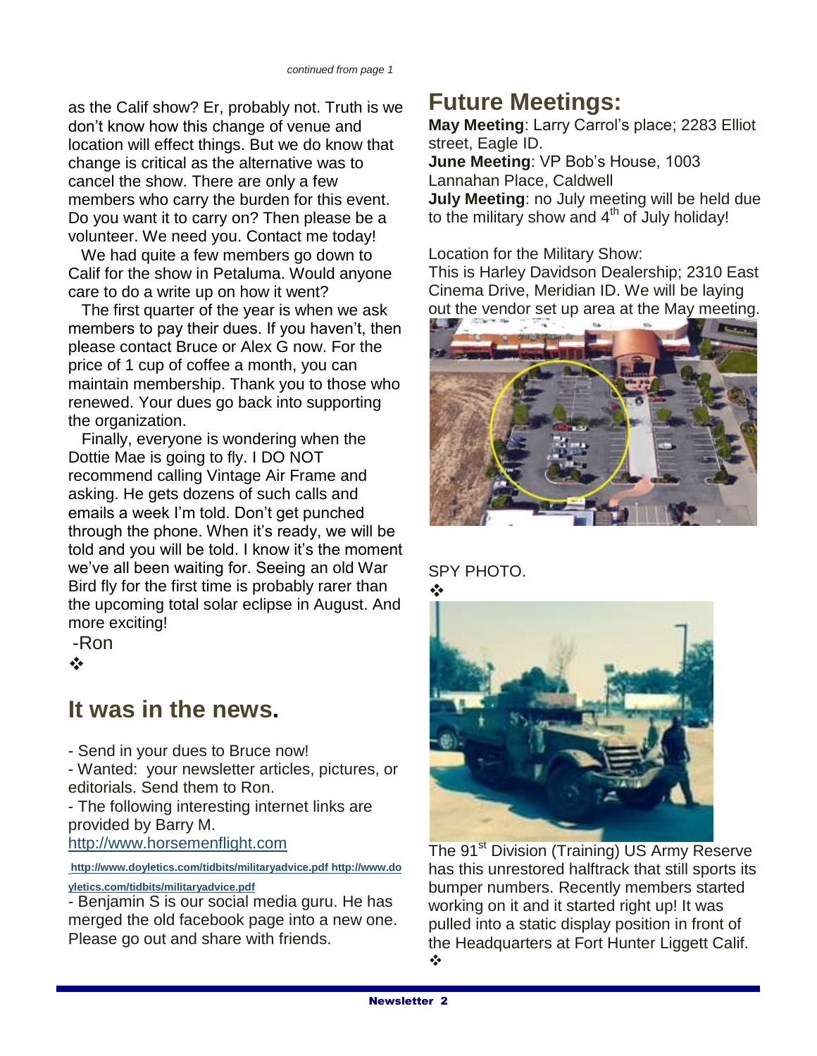*continued from page 1*

as the Calif show? Er, probably not. Truth is we don't know how this change of venue and location will effect things. But we do know that change is critical as the alternative was to cancel the show. There are only a few members who carry the burden for this event. Do you want it to carry on? Then please be a volunteer. We need you. Contact me today!

We had quite a few members go down to Calif for the show in Petaluma. Would anyone care to do a write up on how it went?

The first quarter of the year is when we ask members to pay their dues. If you haven't, then please contact Bruce or Alex G now. For the price of 1 cup of coffee a month, you can maintain membership. Thank you to those who renewed. Your dues go back into supporting the organization.

Finally, everyone is wondering when the Dottie Mae is going to fly. I DO NOT recommend calling Vintage Air Frame and asking. He gets dozens of such calls and emails a week I'm told. Don't get punched through the phone. When it's ready, we will be told and you will be told. I know it's the moment we've all been waiting for. Seeing an old War Bird fly for the first time is probably rarer than the upcoming total solar eclipse in August. And more exciting!

-Ron

❖

## It was in the news.

- Send in your dues to Bruce now!
- Wanted: your newsletter articles, pictures, or editorials. Send them to Ron.
- The following interesting internet links are provided by Barry M.

http://www.horsemenflight.com

**http://www.doyletics.com/tidbits/militaryadvice.pdf http://www.doyletics.com/tidbits/militaryadvice.pdf**

- Benjamin S is our social media guru. He has merged the old facebook page into a new one. Please go out and share with friends.

## Future Meetings:

**May Meeting**: Larry Carrol's place; 2283 Elliot street, Eagle ID.

**June Meeting**: VP Bob's House, 1003 Lannahan Place, Caldwell

**July Meeting**: no July meeting will be held due to the military show and 4th of July holiday!

Location for the Military Show:
This is Harley Davidson Dealership; 2310 East Cinema Drive, Meridian ID. We will be laying out the vendor set up area at the May meeting.

SPY PHOTO.

❖

The 91st Division (Training) US Army Reserve has this unrestored halftrack that still sports its bumper numbers. Recently members started working on it and it started right up! It was pulled into a static display position in front of the Headquarters at Fort Hunter Liggett Calif.

❖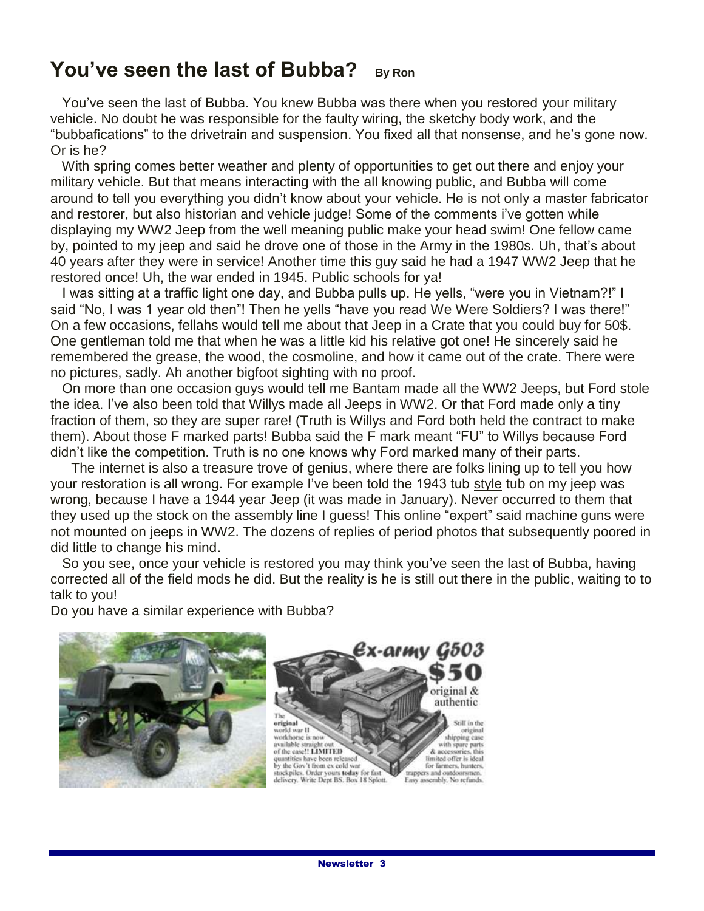## You've seen the last of Bubba? **By Ron**

You've seen the last of Bubba. You knew Bubba was there when you restored your military vehicle. No doubt he was responsible for the faulty wiring, the sketchy body work, and the "bubbafications" to the drivetrain and suspension. You fixed all that nonsense, and he's gone now. Or is he?

With spring comes better weather and plenty of opportunities to get out there and enjoy your military vehicle. But that means interacting with the all knowing public, and Bubba will come around to tell you everything you didn't know about your vehicle. He is not only a master fabricator and restorer, but also historian and vehicle judge! Some of the comments i've gotten while displaying my WW2 Jeep from the well meaning public make your head swim! One fellow came by, pointed to my jeep and said he drove one of those in the Army in the 1980s. Uh, that's about 40 years after they were in service! Another time this guy said he had a 1947 WW2 Jeep that he restored once! Uh, the war ended in 1945. Public schools for ya!

I was sitting at a traffic light one day, and Bubba pulls up. He yells, "were you in Vietnam?!" I said "No, I was 1 year old then"! Then he yells "have you read We Were Soldiers? I was there!" On a few occasions, fellahs would tell me about that Jeep in a Crate that you could buy for 50$. One gentleman told me that when he was a little kid his relative got one! He sincerely said he remembered the grease, the wood, the cosmoline, and how it came out of the crate. There were no pictures, sadly. Ah another bigfoot sighting with no proof.

On more than one occasion guys would tell me Bantam made all the WW2 Jeeps, but Ford stole the idea. I've also been told that Willys made all Jeeps in WW2. Or that Ford made only a tiny fraction of them, so they are super rare! (Truth is Willys and Ford both held the contract to make them). About those F marked parts! Bubba said the F mark meant "FU" to Willys because Ford didn't like the competition. Truth is no one knows why Ford marked many of their parts.

The internet is also a treasure trove of genius, where there are folks lining up to tell you how your restoration is all wrong. For example I've been told the 1943 tub style tub on my jeep was wrong, because I have a 1944 year Jeep (it was made in January). Never occurred to them that they used up the stock on the assembly line I guess! This online "expert" said machine guns were not mounted on jeeps in WW2. The dozens of replies of period photos that subsequently poored in did little to change his mind.

So you see, once your vehicle is restored you may think you've seen the last of Bubba, having corrected all of the field mods he did. But the reality is he is still out there in the public, waiting to to talk to you!

Do you have a similar experience with Bubba?

Ex-army G503 $50 original & authentic

The original world war II workhorse is now available straight out of the case!! LIMITED quantities have been released by the Gov't from ex cold war stockpiles. Order yours **today** for fast delivery. Write Dept BS. Box 18 Splott.

Still in the original shipping case with spare parts & accessories, this limited offer is ideal for farmers, hunters, trappers and outdoorsmen. Easy assembly. No refunds.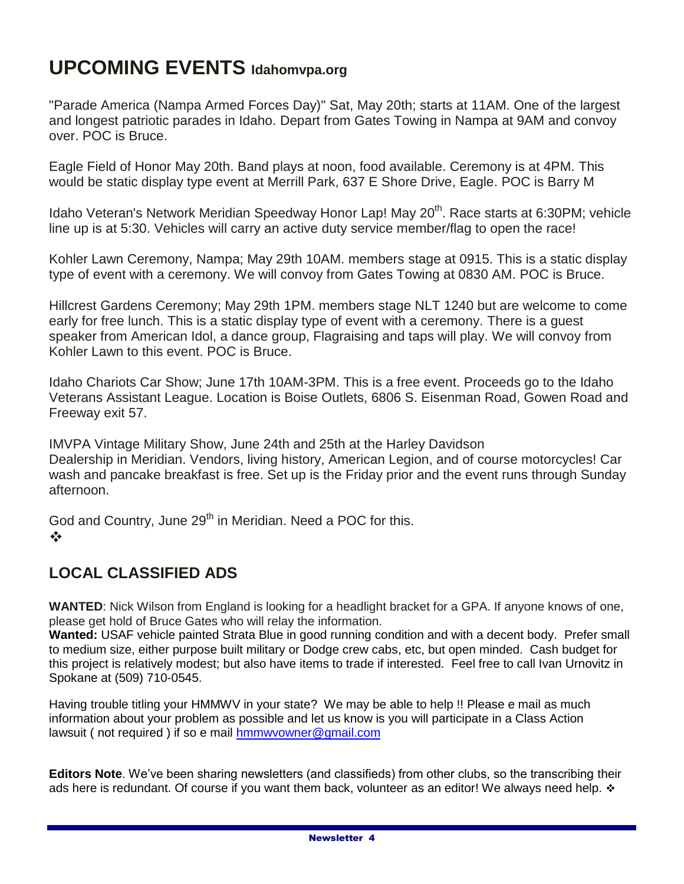## UPCOMING EVENTS Idahomvpa.org

"Parade America (Nampa Armed Forces Day)" Sat, May 20th; starts at 11AM. One of the largest and longest patriotic parades in Idaho. Depart from Gates Towing in Nampa at 9AM and convoy over. POC is Bruce.

Eagle Field of Honor May 20th. Band plays at noon, food available. Ceremony is at 4PM. This would be static display type event at Merrill Park, 637 E Shore Drive, Eagle. POC is Barry M

Idaho Veteran's Network Meridian Speedway Honor Lap! May 20th. Race starts at 6:30PM; vehicle line up is at 5:30. Vehicles will carry an active duty service member/flag to open the race!

Kohler Lawn Ceremony, Nampa; May 29th 10AM. members stage at 0915. This is a static display type of event with a ceremony. We will convoy from Gates Towing at 0830 AM. POC is Bruce.

Hillcrest Gardens Ceremony; May 29th 1PM. members stage NLT 1240 but are welcome to come early for free lunch. This is a static display type of event with a ceremony. There is a guest speaker from American Idol, a dance group, Flagraising and taps will play. We will convoy from Kohler Lawn to this event. POC is Bruce.

Idaho Chariots Car Show; June 17th 10AM-3PM. This is a free event. Proceeds go to the Idaho Veterans Assistant League. Location is Boise Outlets, 6806 S. Eisenman Road, Gowen Road and Freeway exit 57.

IMVPA Vintage Military Show, June 24th and 25th at the Harley Davidson Dealership in Meridian. Vendors, living history, American Legion, and of course motorcycles! Car wash and pancake breakfast is free. Set up is the Friday prior and the event runs through Sunday afternoon.

God and Country, June 29th in Meridian. Need a POC for this.
❖

## LOCAL CLASSIFIED ADS

**WANTED**: Nick Wilson from England is looking for a headlight bracket for a GPA. If anyone knows of one, please get hold of Bruce Gates who will relay the information.
**Wanted:** USAF vehicle painted Strata Blue in good running condition and with a decent body. Prefer small to medium size, either purpose built military or Dodge crew cabs, etc, but open minded. Cash budget for this project is relatively modest; but also have items to trade if interested. Feel free to call Ivan Urnovitz in Spokane at (509) 710-0545.

Having trouble titling your HMMWV in your state? We may be able to help !! Please e mail as much information about your problem as possible and let us know is you will participate in a Class Action lawsuit ( not required ) if so e mail hmmwvowner@gmail.com

**Editors Note**. We've been sharing newsletters (and classifieds) from other clubs, so the transcribing their ads here is redundant. Of course if you want them back, volunteer as an editor! We always need help. ❖